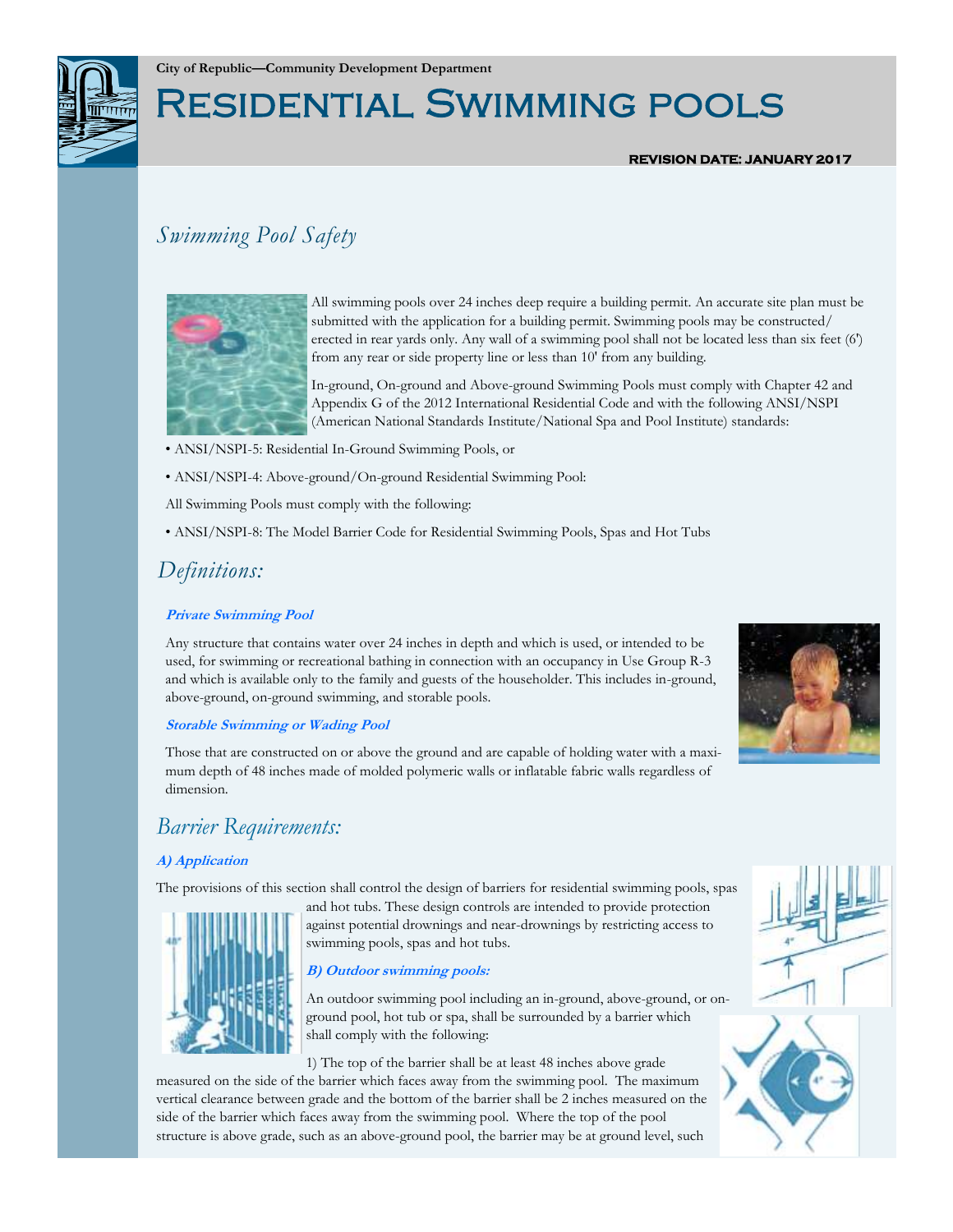City of Republic—Community Development Department

# Residential Swimming pools

**REVISION DATE: JANUARY 2017**

## *Swimming Pool Safety*

All swimming pools over 24 inches deep require a building permit. An accurate site plan must be submitted with the application for a building permit. Swimming pools may be constructed/erected in rear yards only. Any wall of a swimming pool shall not be located less than six feet (6') from any rear or side property line or less than 10' from any building.

In-ground, On-ground and Above-ground Swimming Pools must comply with Chapter 42 and Appendix G of the 2012 International Residential Code and with the following ANSI/NSPI (American National Standards Institute/National Spa and Pool Institute) standards:

- ANSI/NSPI-5: Residential In-Ground Swimming Pools, or
- ANSI/NSPI-4: Above-ground/On-ground Residential Swimming Pool:

All Swimming Pools must comply with the following:

- ANSI/NSPI-8: The Model Barrier Code for Residential Swimming Pools, Spas and Hot Tubs

## *Definitions:*

### Private Swimming Pool

Any structure that contains water over 24 inches in depth and which is used, or intended to be used, for swimming or recreational bathing in connection with an occupancy in Use Group R-3 and which is available only to the family and guests of the householder. This includes in-ground, above-ground, on-ground swimming, and storable pools.

### Storable Swimming or Wading Pool

Those that are constructed on or above the ground and are capable of holding water with a maximum depth of 48 inches made of molded polymeric walls or inflatable fabric walls regardless of dimension.

## *Barrier Requirements:*

### A) Application

The provisions of this section shall control the design of barriers for residential swimming pools, spas and hot tubs. These design controls are intended to provide protection against potential drownings and near-drownings by restricting access to swimming pools, spas and hot tubs.

### B) Outdoor swimming pools:

An outdoor swimming pool including an in-ground, above-ground, or on-ground pool, hot tub or spa, shall be surrounded by a barrier which shall comply with the following:

1) The top of the barrier shall be at least 48 inches above grade measured on the side of the barrier which faces away from the swimming pool. The maximum vertical clearance between grade and the bottom of the barrier shall be 2 inches measured on the side of the barrier which faces away from the swimming pool. Where the top of the pool structure is above grade, such as an above-ground pool, the barrier may be at ground level, such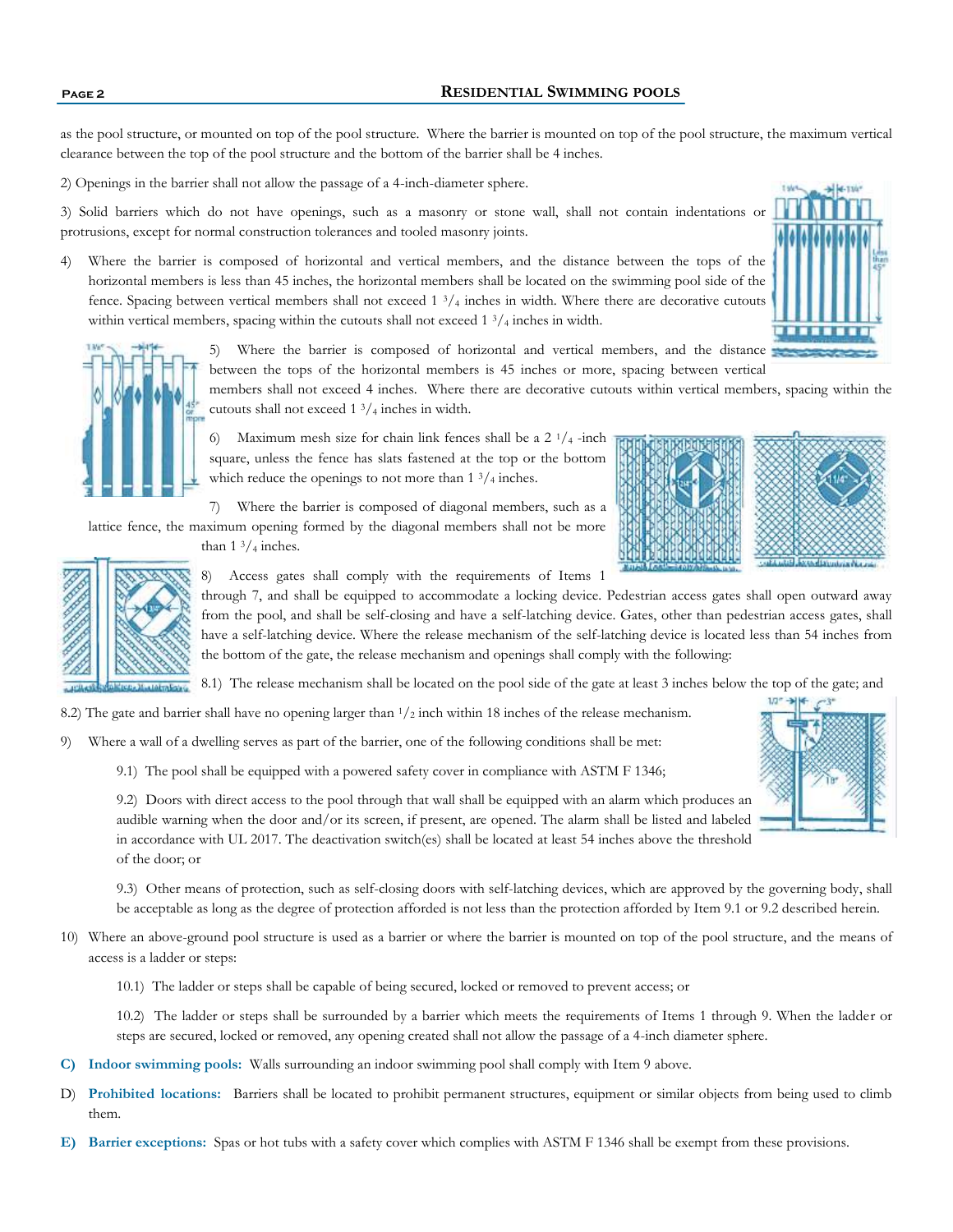as the pool structure, or mounted on top of the pool structure. Where the barrier is mounted on top of the pool structure, the maximum vertical clearance between the top of the pool structure and the bottom of the barrier shall be 4 inches.

2) Openings in the barrier shall not allow the passage of a 4-inch-diameter sphere.

3) Solid barriers which do not have openings, such as a masonry or stone wall, shall not contain indentations or protrusions, except for normal construction tolerances and tooled masonry joints.

4) Where the barrier is composed of horizontal and vertical members, and the distance between the tops of the horizontal members is less than 45 inches, the horizontal members shall be located on the swimming pool side of the fence. Spacing between vertical members shall not exceed 1 3/4 inches in width. Where there are decorative cutouts within vertical members, spacing within the cutouts shall not exceed 1 3/4 inches in width.

5) Where the barrier is composed of horizontal and vertical members, and the distance between the tops of the horizontal members is 45 inches or more, spacing between vertical members shall not exceed 4 inches. Where there are decorative cutouts within vertical members, spacing within the cutouts shall not exceed 1 3/4 inches in width.

6) Maximum mesh size for chain link fences shall be a 2 1/4 -inch square, unless the fence has slats fastened at the top or the bottom which reduce the openings to not more than 1 3/4 inches.

7) Where the barrier is composed of diagonal members, such as a lattice fence, the maximum opening formed by the diagonal members shall not be more than 1 3/4 inches.

8) Access gates shall comply with the requirements of Items 1 through 7, and shall be equipped to accommodate a locking device. Pedestrian access gates shall open outward away from the pool, and shall be self-closing and have a self-latching device. Gates, other than pedestrian access gates, shall have a self-latching device. Where the release mechanism of the self-latching device is located less than 54 inches from the bottom of the gate, the release mechanism and openings shall comply with the following:

8.1) The release mechanism shall be located on the pool side of the gate at least 3 inches below the top of the gate; and

8.2) The gate and barrier shall have no opening larger than 1/2 inch within 18 inches of the release mechanism.

9) Where a wall of a dwelling serves as part of the barrier, one of the following conditions shall be met:

9.1) The pool shall be equipped with a powered safety cover in compliance with ASTM F 1346;

9.2) Doors with direct access to the pool through that wall shall be equipped with an alarm which produces an audible warning when the door and/or its screen, if present, are opened. The alarm shall be listed and labeled in accordance with UL 2017. The deactivation switch(es) shall be located at least 54 inches above the threshold of the door; or

9.3) Other means of protection, such as self-closing doors with self-latching devices, which are approved by the governing body, shall be acceptable as long as the degree of protection afforded is not less than the protection afforded by Item 9.1 or 9.2 described herein.

10) Where an above-ground pool structure is used as a barrier or where the barrier is mounted on top of the pool structure, and the means of access is a ladder or steps:

10.1) The ladder or steps shall be capable of being secured, locked or removed to prevent access; or

10.2) The ladder or steps shall be surrounded by a barrier which meets the requirements of Items 1 through 9. When the ladder or steps are secured, locked or removed, any opening created shall not allow the passage of a 4-inch diameter sphere.

C) **Indoor swimming pools:** Walls surrounding an indoor swimming pool shall comply with Item 9 above.

D) **Prohibited locations:** Barriers shall be located to prohibit permanent structures, equipment or similar objects from being used to climb them.

E) **Barrier exceptions:** Spas or hot tubs with a safety cover which complies with ASTM F 1346 shall be exempt from these provisions.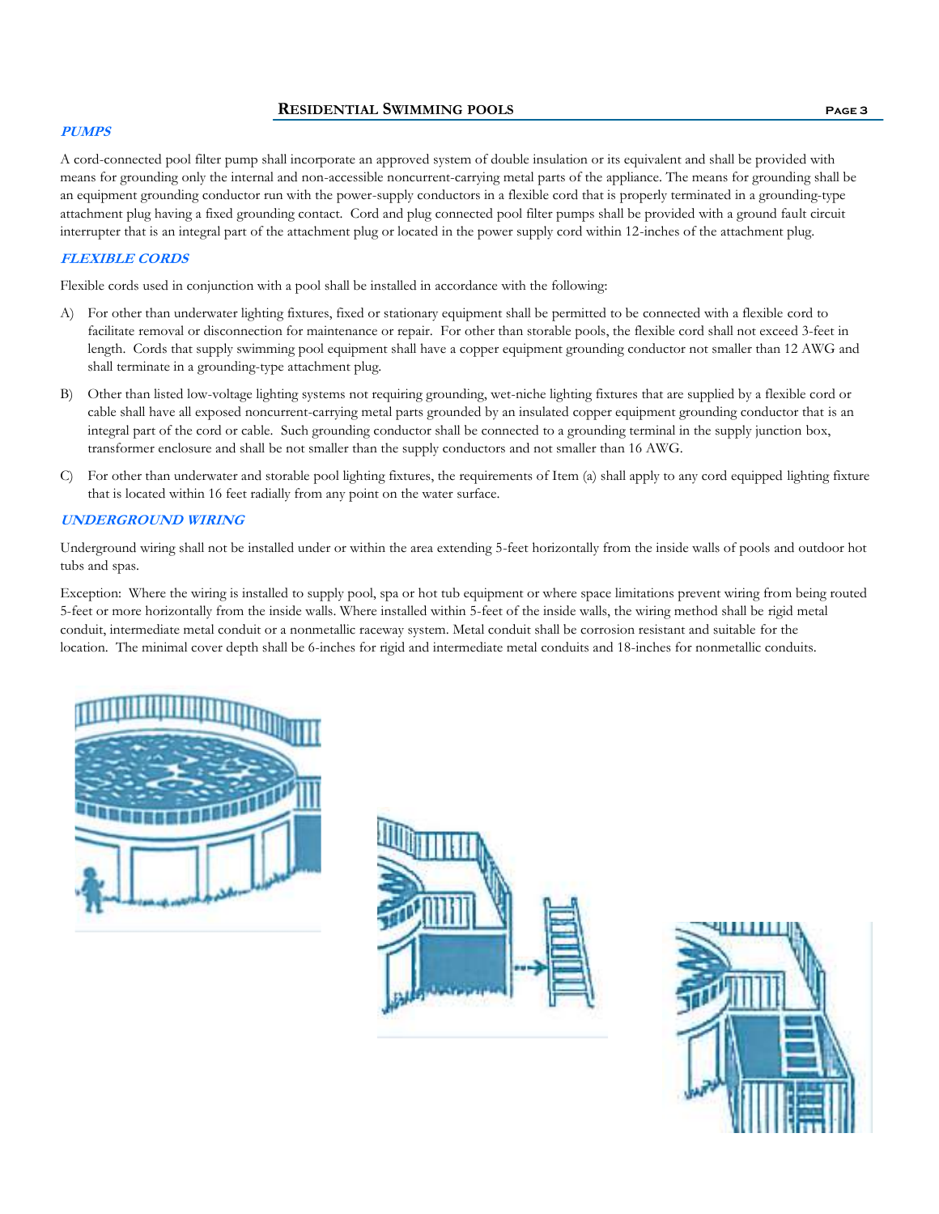## PUMPS

A cord-connected pool filter pump shall incorporate an approved system of double insulation or its equivalent and shall be provided with means for grounding only the internal and non-accessible noncurrent-carrying metal parts of the appliance. The means for grounding shall be an equipment grounding conductor run with the power-supply conductors in a flexible cord that is properly terminated in a grounding-type attachment plug having a fixed grounding contact. Cord and plug connected pool filter pumps shall be provided with a ground fault circuit interrupter that is an integral part of the attachment plug or located in the power supply cord within 12-inches of the attachment plug.

## FLEXIBLE CORDS

Flexible cords used in conjunction with a pool shall be installed in accordance with the following:

A) For other than underwater lighting fixtures, fixed or stationary equipment shall be permitted to be connected with a flexible cord to facilitate removal or disconnection for maintenance or repair. For other than storable pools, the flexible cord shall not exceed 3-feet in length. Cords that supply swimming pool equipment shall have a copper equipment grounding conductor not smaller than 12 AWG and shall terminate in a grounding-type attachment plug.

B) Other than listed low-voltage lighting systems not requiring grounding, wet-niche lighting fixtures that are supplied by a flexible cord or cable shall have all exposed noncurrent-carrying metal parts grounded by an insulated copper equipment grounding conductor that is an integral part of the cord or cable. Such grounding conductor shall be connected to a grounding terminal in the supply junction box, transformer enclosure and shall be not smaller than the supply conductors and not smaller than 16 AWG.

C) For other than underwater and storable pool lighting fixtures, the requirements of Item (a) shall apply to any cord equipped lighting fixture that is located within 16 feet radially from any point on the water surface.

## UNDERGROUND WIRING

Underground wiring shall not be installed under or within the area extending 5-feet horizontally from the inside walls of pools and outdoor hot tubs and spas.

Exception: Where the wiring is installed to supply pool, spa or hot tub equipment or where space limitations prevent wiring from being routed 5-feet or more horizontally from the inside walls. Where installed within 5-feet of the inside walls, the wiring method shall be rigid metal conduit, intermediate metal conduit or a nonmetallic raceway system. Metal conduit shall be corrosion resistant and suitable for the location. The minimal cover depth shall be 6-inches for rigid and intermediate metal conduits and 18-inches for nonmetallic conduits.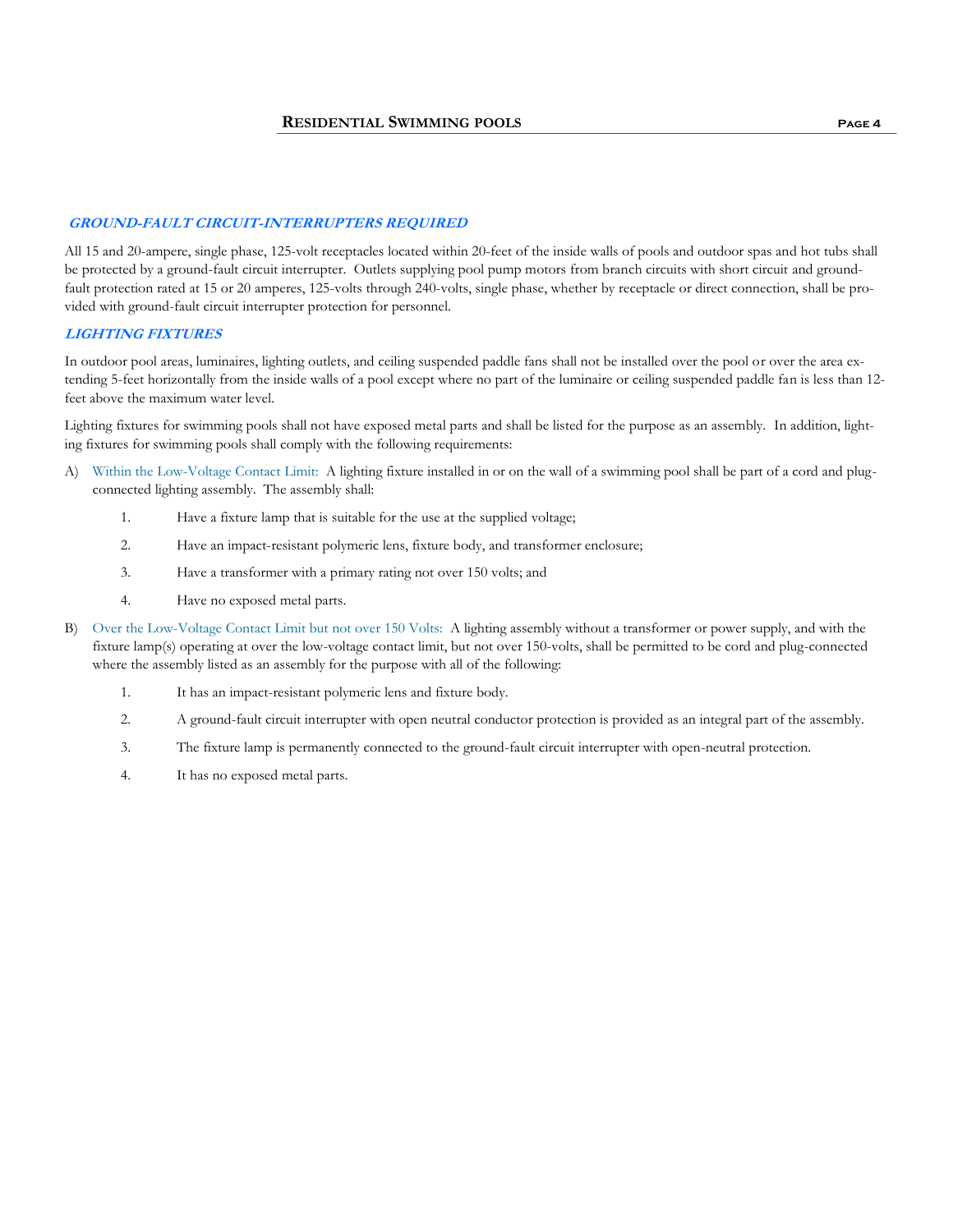## ***GROUND-FAULT CIRCUIT-INTERRUPTERS REQUIRED***

All 15 and 20-ampere, single phase, 125-volt receptacles located within 20-feet of the inside walls of pools and outdoor spas and hot tubs shall be protected by a ground-fault circuit interrupter. Outlets supplying pool pump motors from branch circuits with short circuit and ground-fault protection rated at 15 or 20 amperes, 125-volts through 240-volts, single phase, whether by receptacle or direct connection, shall be provided with ground-fault circuit interrupter protection for personnel.

## ***LIGHTING FIXTURES***

In outdoor pool areas, luminaires, lighting outlets, and ceiling suspended paddle fans shall not be installed over the pool or over the area extending 5-feet horizontally from the inside walls of a pool except where no part of the luminaire or ceiling suspended paddle fan is less than 12-feet above the maximum water level.

Lighting fixtures for swimming pools shall not have exposed metal parts and shall be listed for the purpose as an assembly. In addition, lighting fixtures for swimming pools shall comply with the following requirements:

A) Within the Low-Voltage Contact Limit: A lighting fixture installed in or on the wall of a swimming pool shall be part of a cord and plug-connected lighting assembly. The assembly shall:

1. Have a fixture lamp that is suitable for the use at the supplied voltage;
2. Have an impact-resistant polymeric lens, fixture body, and transformer enclosure;
3. Have a transformer with a primary rating not over 150 volts; and
4. Have no exposed metal parts.

B) Over the Low-Voltage Contact Limit but not over 150 Volts: A lighting assembly without a transformer or power supply, and with the fixture lamp(s) operating at over the low-voltage contact limit, but not over 150-volts, shall be permitted to be cord and plug-connected where the assembly listed as an assembly for the purpose with all of the following:

1. It has an impact-resistant polymeric lens and fixture body.
2. A ground-fault circuit interrupter with open neutral conductor protection is provided as an integral part of the assembly.
3. The fixture lamp is permanently connected to the ground-fault circuit interrupter with open-neutral protection.
4. It has no exposed metal parts.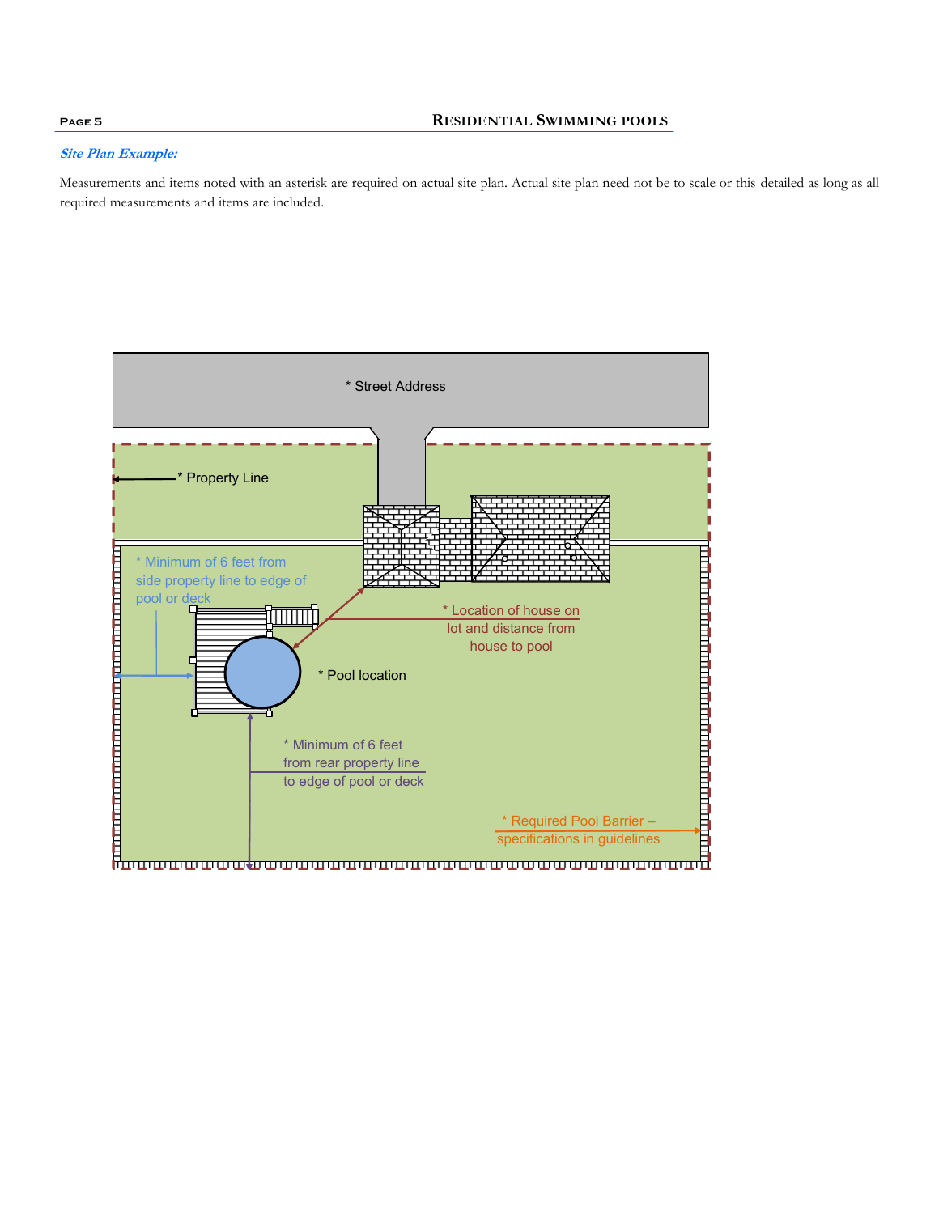### *Site Plan Example:*

Measurements and items noted with an asterisk are required on actual site plan. Actual site plan need not be to scale or this detailed as long as all required measurements and items are included.

* Street Address

* Property Line

* Minimum of 6 feet from side property line to edge of pool or deck

* Location of house on lot and distance from house to pool

* Pool location

* Minimum of 6 feet from rear property line to edge of pool or deck

* Required Pool Barrier – specifications in guidelines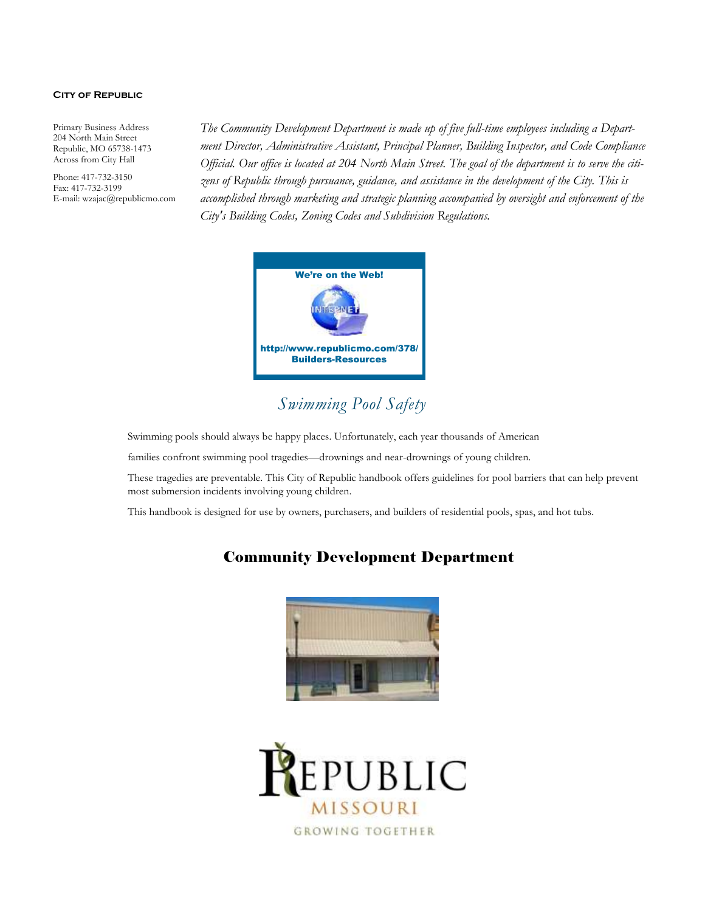**City of Republic**

Primary Business Address
204 North Main Street
Republic, MO 65738-1473
Across from City Hall

Phone: 417-732-3150
Fax: 417-732-3199
E-mail: wzajac@republicmo.com

*The Community Development Department is made up of five full-time employees including a Department Director, Administrative Assistant, Principal Planner, Building Inspector, and Code Compliance Official. Our office is located at 204 North Main Street. The goal of the department is to serve the citizens of Republic through pursuance, guidance, and assistance in the development of the City. This is accomplished through marketing and strategic planning accompanied by oversight and enforcement of the City's Building Codes, Zoning Codes and Subdivision Regulations.*

**We're on the Web!**

**http://www.republicmo.com/378/Builders-Resources**

## *Swimming Pool Safety*

Swimming pools should always be happy places. Unfortunately, each year thousands of American families confront swimming pool tragedies—drownings and near-drownings of young children.

These tragedies are preventable. This City of Republic handbook offers guidelines for pool barriers that can help prevent most submersion incidents involving young children.

This handbook is designed for use by owners, purchasers, and builders of residential pools, spas, and hot tubs.

## Community Development Department

REPUBLIC
MISSOURI
GROWING TOGETHER